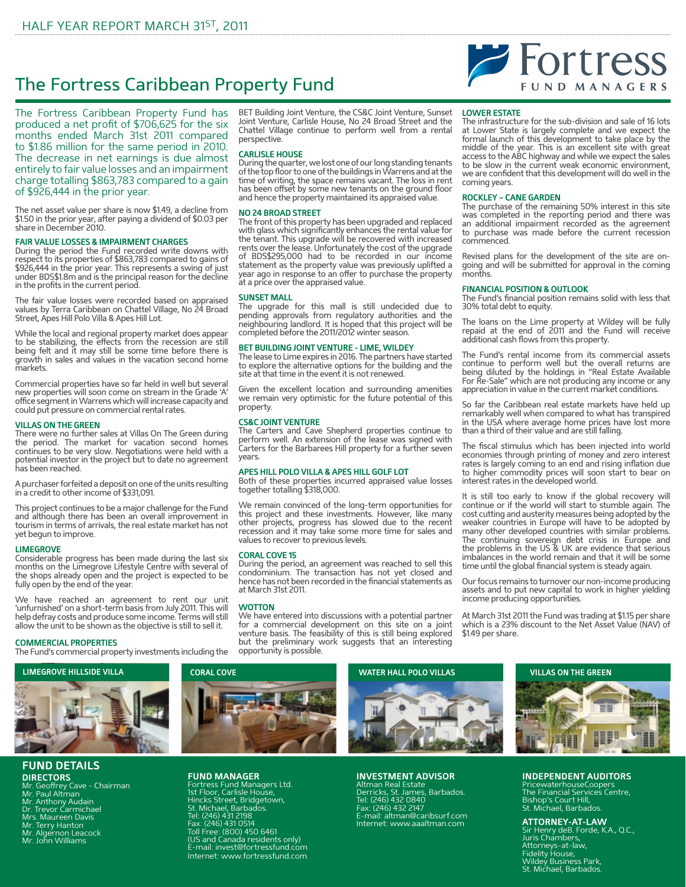HALF YEAR REPORT MARCH 31ST, 2011

# The Fortress Caribbean Property Fund

Fortress FUND MANAGERS

The Fortress Caribbean Property Fund has produced a net profit of $706,625 for the six months ended March 31st 2011 compared to $1.86 million for the same period in 2010. The decrease in net earnings is due almost entirely to fair value losses and an impairment charge totalling $863,783 compared to a gain of $926,444 in the prior year.

The net asset value per share is now $1.49, a decline from $1.50 in the prior year, after paying a dividend of $0.03 per share in December 2010.

### FAIR VALUE LOSSES & IMPAIRMENT CHARGES

During the period the Fund recorded write downs with respect to its properties of $863,783 compared to gains of $926,444 in the prior year. This represents a swing of just under BDS$1.8m and is the principal reason for the decline in the profits in the current period.

The fair value losses were recorded based on appraised values by Terra Caribbean on Chattel Village, No 24 Broad Street, Apes Hill Polo Villa & Apes Hill Lot.

While the local and regional property market does appear to be stabilizing, the effects from the recession are still being felt and it may still be some time before there is growth in sales and values in the vacation second home markets.

Commercial properties have so far held in well but several new properties will soon come on stream in the Grade 'A' office segment in Warrens which will increase capacity and could put pressure on commercial rental rates.

### VILLAS ON THE GREEN

There were no further sales at Villas On The Green during the period. The market for vacation second homes continues to be very slow. Negotiations were held with a potential investor in the project but to date no agreement has been reached.

A purchaser forfeited a deposit on one of the units resulting in a credit to other income of $331,091.

This project continues to be a major challenge for the Fund and although there has been an overall improvement in tourism in terms of arrivals, the real estate market has not yet begun to improve.

### LIMEGROVE

Considerable progress has been made during the last six months on the Limegrove Lifestyle Centre with several of the shops already open and the project is expected to be fully open by the end of the year.

We have reached an agreement to rent our unit 'unfurnished' on a short-term basis from July 2011. This will help defray costs and produce some income. Terms will still allow the unit to be shown as the objective is still to sell it.

### COMMERCIAL PROPERTIES

The Fund's commercial property investments including the BET Building Joint Venture, the CS&C Joint Venture, Sunset Joint Venture, Carlisle House, No 24 Broad Street and the Chattel Village continue to perform well from a rental perspective.

### CARLISLE HOUSE

During the quarter, we lost one of our long standing tenants of the top floor to one of the buildings in Warrens and at the time of writing, the space remains vacant. The loss in rent has been offset by some new tenants on the ground floor and hence the property maintained its appraised value.

### NO 24 BROAD STREET

The front of this property has been upgraded and replaced with glass which significantly enhances the rental value for the tenant. This upgrade will be recovered with increased rents over the lease. Unfortunately the cost of the upgrade of BDS$295,000 had to be recorded in our income statement as the property value was previously uplifted a year ago in response to an offer to purchase the property at a price over the appraised value.

### SUNSET MALL

The upgrade for this mall is still undecided due to pending approvals from regulatory authorities and the neighbouring landlord. It is hoped that this project will be completed before the 2011/2012 winter season.

### BET BUILDING JOINT VENTURE - LIME, WILDEY

The lease to Lime expires in 2016. The partners have started to explore the alternative options for the building and the site at that time in the event it is not renewed.

Given the excellent location and surrounding amenities we remain very optimistic for the future potential of this property.

### CS&C JOINT VENTURE

The Carters and Cave Shepherd properties continue to perform well. An extension of the lease was signed with Carters for the Barbarees Hill property for a further seven years.

### APES HILL POLO VILLA & APES HILL GOLF LOT

Both of these properties incurred appraised value losses together totalling $318,000.

We remain convinced of the long-term opportunities for this project and these investments. However, like many other projects, progress has slowed due to the recent recession and it may take some more time for sales and values to recover to previous levels.

### CORAL COVE 15

During the period, an agreement was reached to sell this condominium. The transaction has not yet closed and hence has not been recorded in the financial statements as at March 31st 2011.

### WOTTON

We have entered into discussions with a potential partner for a commercial development on this site on a joint venture basis. The feasibility of this is still being explored but the preliminary work suggests that an interesting opportunity is possible.

### LOWER ESTATE

The infrastructure for the sub-division and sale of 16 lots at Lower State is largely complete and we expect the formal launch of this development to take place by the middle of the year. This is an excellent site with great access to the ABC highway and while we expect the sales to be slow in the current weak economic environment, we are confident that this development will do well in the coming years.

### ROCKLEY – CANE GARDEN

The purchase of the remaining 50% interest in this site was completed in the reporting period and there was an additional impairment recorded as the agreement to purchase was made before the current recession commenced.

Revised plans for the development of the site are on-going and will be submitted for approval in the coming months.

### FINANCIAL POSITION & OUTLOOK

The Fund's financial position remains solid with less that 30% total debt to equity.

The loans on the Lime property at Wildey will be fully repaid at the end of 2011 and the Fund will receive additional cash flows from this property.

The Fund's rental income from its commercial assets continue to perform well but the overall returns are being diluted by the holdings in "Real Estate Available For Re-Sale" which are not producing any income or any appreciation in value in the current market conditions.

So far the Caribbean real estate markets have held up remarkably well when compared to what has transpired in the USA where average home prices have lost more than a third of their value and are still falling.

The fiscal stimulus which has been injected into world economies through printing of money and zero interest rates is largely coming to an end and rising inflation due to higher commodity prices will soon start to bear on interest rates in the developed world.

It is still too early to know if the global recovery will continue or if the world will start to stumble again. The cost cutting and austerity measures being adopted by the weaker countries in Europe will have to be adopted by many other developed countries with similar problems. The continuing sovereign debt crisis in Europe and the problems in the US & UK are evidence that serious imbalances in the world remain and that it will be some time until the global financial system is steady again.

Our focus remains to turnover our non-income producing assets and to put new capital to work in higher yielding income producing opportunities.

At March 31st 2011 the Fund was trading at $1.15 per share which is a 23% discount to the Net Asset Value (NAV) of $1.49 per share.

LIMEGROVE HILLSIDE VILLA

CORAL COVE

WATER HALL POLO VILLAS

VILLAS ON THE GREEN

## FUND DETAILS

### DIRECTORS

Mr. Geoffrey Cave - Chairman
Mr. Paul Altman
Mr. Anthony Audain
Dr. Trevor Carmichael
Mrs. Maureen Davis
Mr. Terry Hanton
Mr. Algernon Leacock
Mr. John Williams

### FUND MANAGER

Fortress Fund Managers Ltd.
1st Floor, Carlisle House,
Hincks Street, Bridgetown,
St. Michael, Barbados.
Tel: (246) 431 2198
Fax: (246) 431 0514
Toll Free: (800) 450 6461
(US and Canada residents only)
E-mail: invest@fortressfund.com
Internet: www.fortressfund.com

### INVESTMENT ADVISOR

Altman Real Estate
Derricks, St. James, Barbados.
Tel: (246) 432 0840
Fax: (246) 432 2147
E-mail: altman@caribsurf.com
Internet: www.aaaltman.com

### INDEPENDENT AUDITORS

PricewaterhouseCoopers
The Financial Services Centre,
Bishop's Court Hill,
St. Michael, Barbados.

### ATTORNEY-AT-LAW

Sir Henry deB. Forde, K.A., Q.C.,
Juris Chambers,
Attorneys-at-law,
Fidelity House,
Wildey Business Park,
St. Michael, Barbados.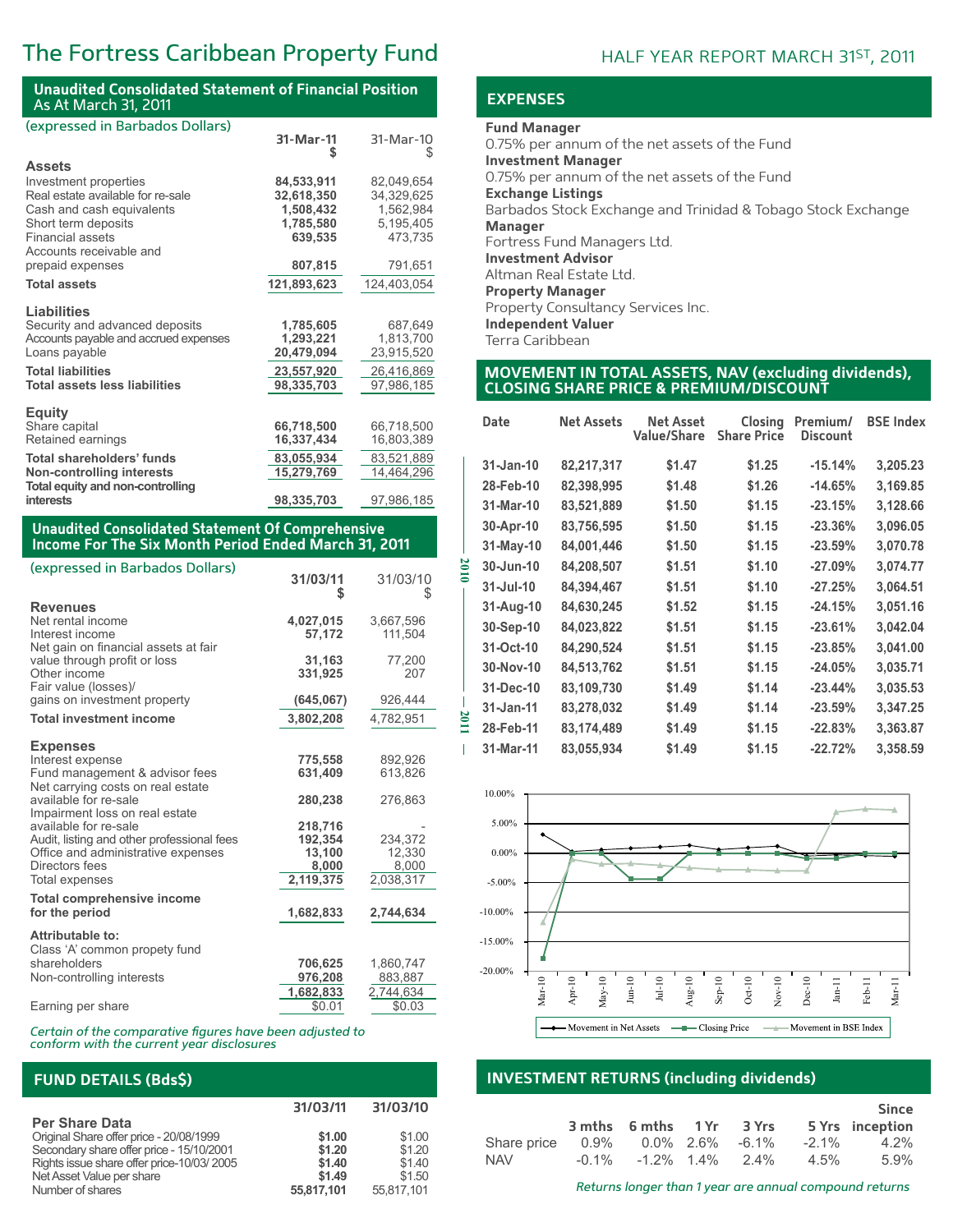# The Fortress Caribbean Property Fund

HALF YEAR REPORT MARCH 31ST, 2011

## Unaudited Consolidated Statement of Financial Position As At March 31, 2011

(expressed in Barbados Dollars)

| | 31-Mar-11 $ | 31-Mar-10 $ |
|---|---|---|
| **Assets** | | |
| Investment properties | **84,533,911** | 82,049,654 |
| Real estate available for re-sale | **32,618,350** | 34,329,625 |
| Cash and cash equivalents | **1,508,432** | 1,562,984 |
| Short term deposits | **1,785,580** | 5,195,405 |
| Financial assets | **639,535** | 473,735 |
| Accounts receivable and prepaid expenses | **807,815** | 791,651 |
| **Total assets** | **121,893,623** | 124,403,054 |
| **Liabilities** | | |
| Security and advanced deposits | **1,785,605** | 687,649 |
| Accounts payable and accrued expenses | **1,293,221** | 1,813,700 |
| Loans payable | **20,479,094** | 23,915,520 |
| **Total liabilities** | **23,557,920** | 26,416,869 |
| **Total assets less liabilities** | **98,335,703** | 97,986,185 |
| **Equity** | | |
| Share capital | **66,718,500** | 66,718,500 |
| Retained earnings | **16,337,434** | 16,803,389 |
| **Total shareholders' funds** | **83,055,934** | 83,521,889 |
| **Non-controlling interests** | **15,279,769** | 14,464,296 |
| **Total equity and non-controlling interests** | **98,335,703** | 97,986,185 |

## Unaudited Consolidated Statement Of Comprehensive Income For The Six Month Period Ended March 31, 2011

(expressed in Barbados Dollars)

| | 31/03/11 $ | 31/03/10 $ |
|---|---|---|
| **Revenues** | | |
| Net rental income | **4,027,015** | 3,667,596 |
| Interest income | **57,172** | 111,504 |
| Net gain on financial assets at fair value through profit or loss | **31,163** | 77,200 |
| Other income | **331,925** | 207 |
| Fair value (losses)/ gains on investment property | **(645,067)** | 926,444 |
| **Total investment income** | **3,802,208** | 4,782,951 |
| **Expenses** | | |
| Interest expense | **775,558** | 892,926 |
| Fund management & advisor fees | **631,409** | 613,826 |
| Net carrying costs on real estate available for re-sale | **280,238** | 276,863 |
| Impairment loss on real estate available for re-sale | **218,716** | - |
| Audit, listing and other professional fees | **192,354** | 234,372 |
| Office and administrative expenses | **13,100** | 12,330 |
| Directors fees | **8,000** | 8,000 |
| Total expenses | **2,119,375** | 2,038,317 |
| **Total comprehensive income for the period** | **1,682,833** | **2,744,634** |
| **Attributable to:** | | |
| Class 'A' common propety fund shareholders | **706,625** | 1,860,747 |
| Non-controlling interests | **976,208** | 883,887 |
| | **1,682,833** | 2,744,634 |
| Earning per share | $0.01 | $0.03 |

*Certain of the comparative figures have been adjusted to conform with the current year disclosures*

## FUND DETAILS (Bds$)

| | 31/03/11 | 31/03/10 |
|---|---|---|
| **Per Share Data** | | |
| Original Share offer price - 20/08/1999 | **$1.00** | $1.00 |
| Secondary share offer price - 15/10/2001 | **$1.20** | $1.20 |
| Rights issue share offer price-10/03/ 2005 | **$1.40** | $1.40 |
| Net Asset Value per share | **$1.49** | $1.50 |
| Number of shares | **55,817,101** | 55,817,101 |

## EXPENSES

**Fund Manager**
0.75% per annum of the net assets of the Fund
**Investment Manager**
0.75% per annum of the net assets of the Fund
**Exchange Listings**
Barbados Stock Exchange and Trinidad & Tobago Stock Exchange
**Manager**
Fortress Fund Managers Ltd.
**Investment Advisor**
Altman Real Estate Ltd.
**Property Manager**
Property Consultancy Services Inc.
**Independent Valuer**
Terra Caribbean

## MOVEMENT IN TOTAL ASSETS, NAV (excluding dividends), CLOSING SHARE PRICE & PREMIUM/DISCOUNT

| Date | Net Assets | Net Asset Value/Share | Closing Share Price | Premium/ Discount | BSE Index |
|---|---|---|---|---|---|
| 31-Jan-10 | 82,217,317 | $1.47 | $1.25 | -15.14% | 3,205.23 |
| 28-Feb-10 | 82,398,995 | $1.48 | $1.26 | -14.65% | 3,169.85 |
| 31-Mar-10 | 83,521,889 | $1.50 | $1.15 | -23.15% | 3,128.66 |
| 30-Apr-10 | 83,756,595 | $1.50 | $1.15 | -23.36% | 3,096.05 |
| 31-May-10 | 84,001,446 | $1.50 | $1.15 | -23.59% | 3,070.78 |
| 30-Jun-10 | 84,208,507 | $1.51 | $1.10 | -27.09% | 3,074.77 |
| 31-Jul-10 | 84,394,467 | $1.51 | $1.10 | -27.25% | 3,064.51 |
| 31-Aug-10 | 84,630,245 | $1.52 | $1.15 | -24.15% | 3,051.16 |
| 30-Sep-10 | 84,023,822 | $1.51 | $1.15 | -23.61% | 3,042.04 |
| 31-Oct-10 | 84,290,524 | $1.51 | $1.15 | -23.85% | 3,041.00 |
| 30-Nov-10 | 84,513,762 | $1.51 | $1.15 | -24.05% | 3,035.71 |
| 31-Dec-10 | 83,109,730 | $1.49 | $1.14 | -23.44% | 3,035.53 |
| 31-Jan-11 | 83,278,032 | $1.49 | $1.14 | -23.59% | 3,347.25 |
| 28-Feb-11 | 83,174,489 | $1.49 | $1.15 | -22.83% | 3,363.87 |
| 31-Mar-11 | 83,055,934 | $1.49 | $1.15 | -22.72% | 3,358.59 |

10.00%
5.00%
0.00%
-5.00%
-10.00%
-15.00%
-20.00%
Mar-10 Apr-10 May-10 Jun-10 Jul-10 Aug-10 Sep-10 Oct-10 Nov-10 Dec-10 Jan-11 Feb-11 Mar-11
Movement in Net Assets — Closing Price — Movement in BSE Index

## INVESTMENT RETURNS (including dividends)

| | 3 mths | 6 mths | 1 Yr | 3 Yrs | 5 Yrs | Since inception |
|---|---|---|---|---|---|---|
| Share price | 0.9% | 0.0% | 2.6% | -6.1% | -2.1% | 4.2% |
| NAV | -0.1% | -1.2% | 1.4% | 2.4% | 4.5% | 5.9% |

*Returns longer than 1 year are annual compound returns*